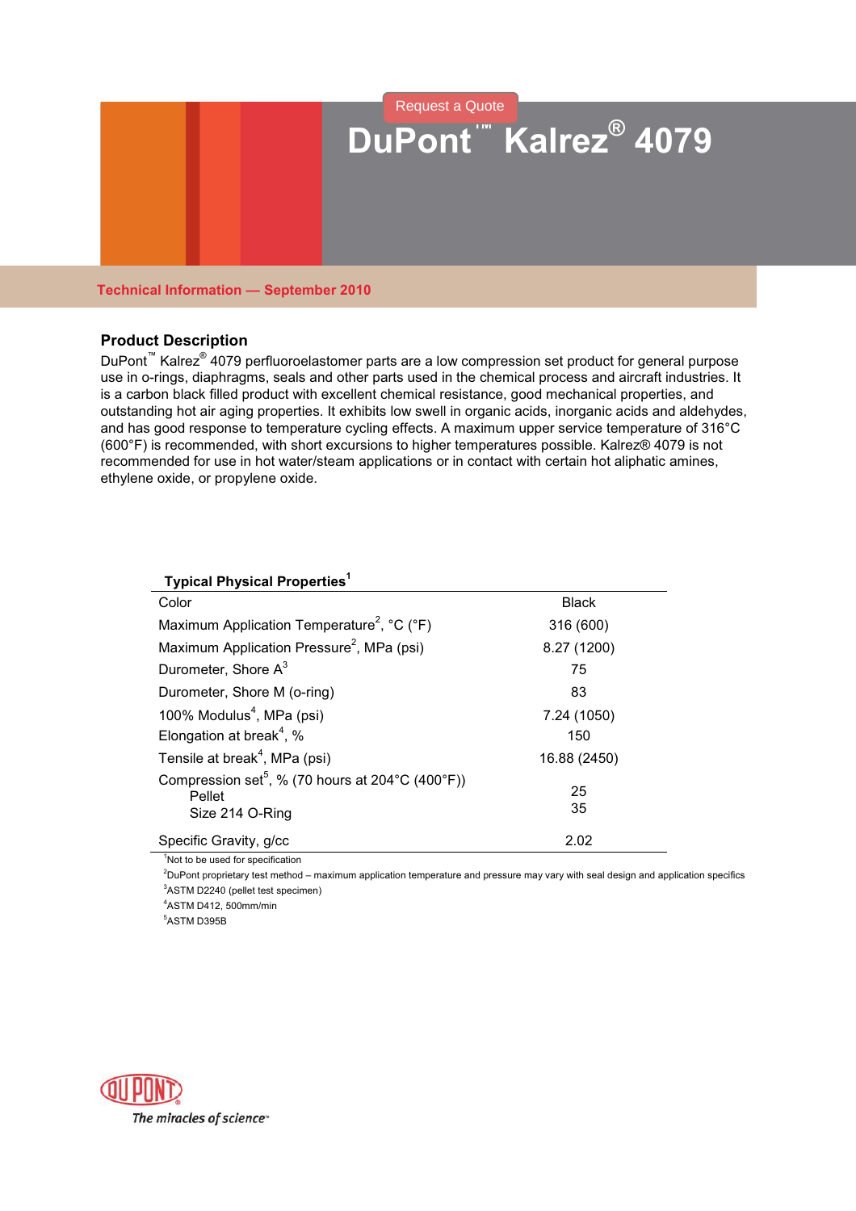Request a Quote

# DuPont™ Kalrez® 4079

**Technical Information — September 2010**

## Product Description

DuPont™ Kalrez® 4079 perfluoroelastomer parts are a low compression set product for general purpose use in o-rings, diaphragms, seals and other parts used in the chemical process and aircraft industries. It is a carbon black filled product with excellent chemical resistance, good mechanical properties, and outstanding hot air aging properties. It exhibits low swell in organic acids, inorganic acids and aldehydes, and has good response to temperature cycling effects. A maximum upper service temperature of 316°C (600°F) is recommended, with short excursions to higher temperatures possible. Kalrez® 4079 is not recommended for use in hot water/steam applications or in contact with certain hot aliphatic amines, ethylene oxide, or propylene oxide.

| Typical Physical Properties[1] | |
|---|---|
| Color | Black |
| Maximum Application Temperature[2], °C (°F) | 316 (600) |
| Maximum Application Pressure[2], MPa (psi) | 8.27 (1200) |
| Durometer, Shore A[3] | 75 |
| Durometer, Shore M (o-ring) | 83 |
| 100% Modulus[4], MPa (psi) | 7.24 (1050) |
| Elongation at break[4], % | 150 |
| Tensile at break[4], MPa (psi) | 16.88 (2450) |
| Compression set[5], % (70 hours at 204°C (400°F)) | |
| Pellet | 25 |
| Size 214 O-Ring | 35 |
| Specific Gravity, g/cc | 2.02 |

[1]Not to be used for specification

[2]DuPont proprietary test method – maximum application temperature and pressure may vary with seal design and application specifics

[3]ASTM D2240 (pellet test specimen)

[4]ASTM D412, 500mm/min

[5]ASTM D395B

DUPONT®

*The miracles of science™*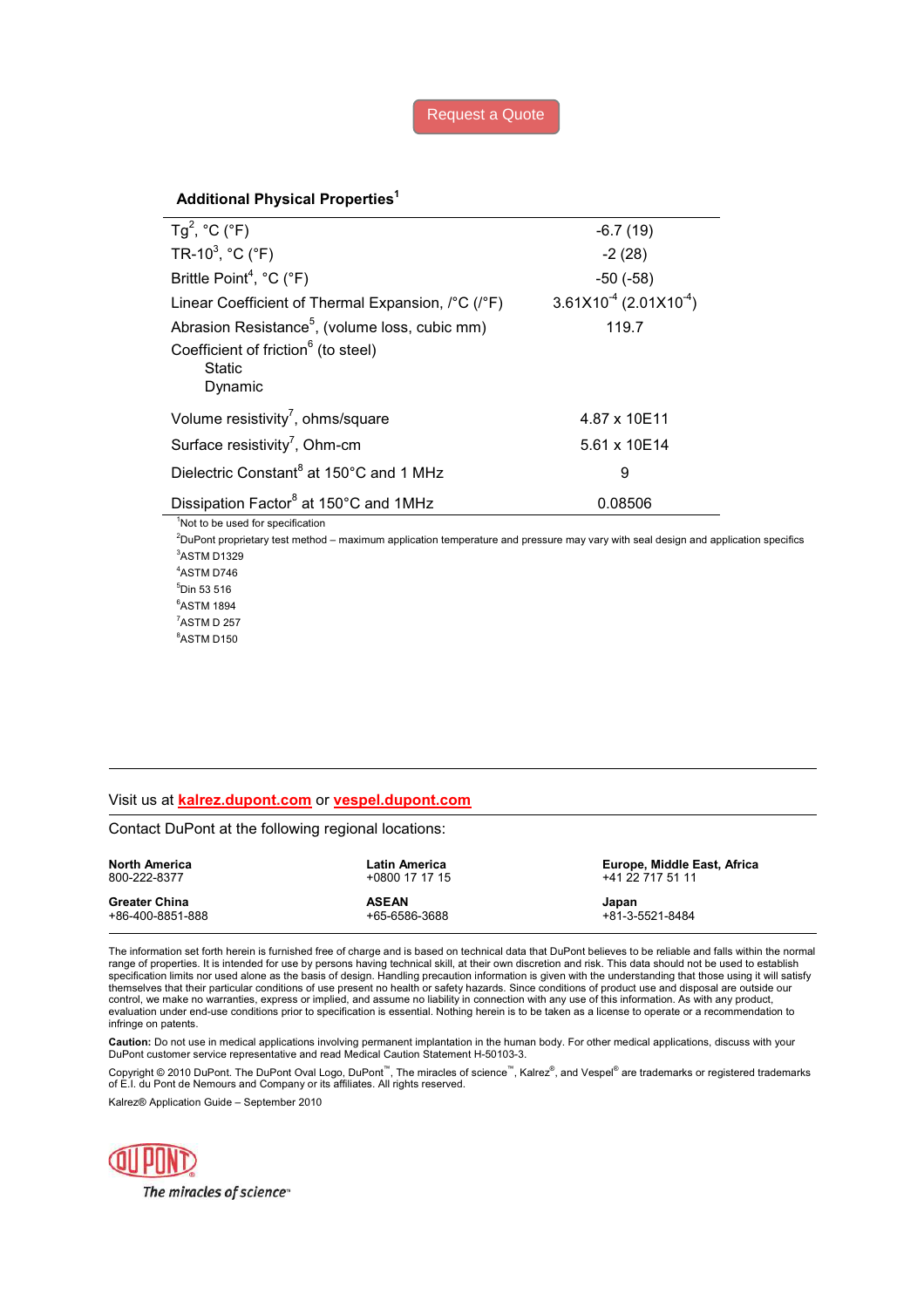Request a Quote

## Additional Physical Properties[1]

| | |
|---|---|
| Tg[2], °C (°F) | -6.7 (19) |
| TR-10[3], °C (°F) | -2 (28) |
| Brittle Point[4], °C (°F) | -50 (-58) |
| Linear Coefficient of Thermal Expansion, /°C (/°F) | $3.61X10^{-4}$ ($2.01X10^{-4}$) |
| Abrasion Resistance[5], (volume loss, cubic mm) | 119.7 |
| Coefficient of friction[6] (to steel) | |
| Static | |
| Dynamic | |
| Volume resistivity[7], ohms/square | 4.87 x 10E11 |
| Surface resistivity[7], Ohm-cm | 5.61 x 10E14 |
| Dielectric Constant[8] at 150°C and 1 MHz | 9 |
| Dissipation Factor[8] at 150°C and 1MHz | 0.08506 |

[1]Not to be used for specification
[2]DuPont proprietary test method – maximum application temperature and pressure may vary with seal design and application specifics
[3]ASTM D1329
[4]ASTM D746
[5]Din 53 516
[6]ASTM 1894
[7]ASTM D 257
[8]ASTM D150

Visit us at **kalrez.dupont.com** or **vespel.dupont.com**

Contact DuPont at the following regional locations:

**North America**
800-222-8377

**Latin America**
+0800 17 17 15

**Europe, Middle East, Africa**
+41 22 717 51 11

**Greater China**
+86-400-8851-888

**ASEAN**
+65-6586-3688

**Japan**
+81-3-5521-8484

The information set forth herein is furnished free of charge and is based on technical data that DuPont believes to be reliable and falls within the normal range of properties. It is intended for use by persons having technical skill, at their own discretion and risk. This data should not be used to establish specification limits nor used alone as the basis of design. Handling precaution information is given with the understanding that those using it will satisfy themselves that their particular conditions of product use present no health or safety hazards. Since conditions of product use and disposal are outside our control, we make no warranties, express or implied, and assume no liability in connection with any use of this information. As with any product, evaluation under end-use conditions prior to specification is essential. Nothing herein is to be taken as a license to operate or a recommendation to infringe on patents.

**Caution:** Do not use in medical applications involving permanent implantation in the human body. For other medical applications, discuss with your DuPont customer service representative and read Medical Caution Statement H-50103-3.

Copyright © 2010 DuPont. The DuPont Oval Logo, DuPont™, The miracles of science™, Kalrez®, and Vespel® are trademarks or registered trademarks of E.I. du Pont de Nemours and Company or its affiliates. All rights reserved.

Kalrez® Application Guide – September 2010

DUPONT
*The miracles of science*™